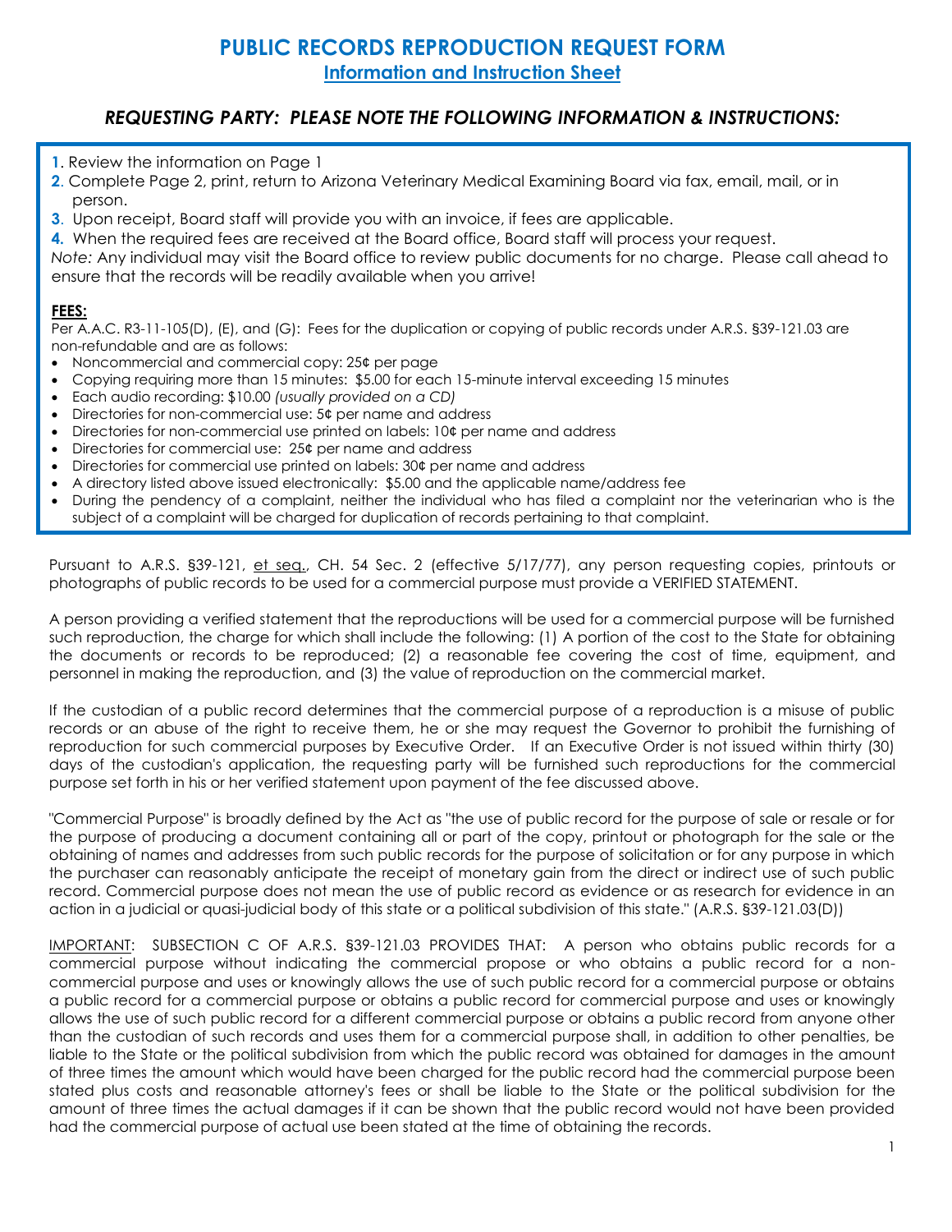# PUBLIC RECORDS REPRODUCTION REQUEST FORM

## Information and Instruction Sheet

### *REQUESTING PARTY: PLEASE NOTE THE FOLLOWING INFORMATION & INSTRUCTIONS:*

**1**. Review the information on Page 1
**2**. Complete Page 2, print, return to Arizona Veterinary Medical Examining Board via fax, email, mail, or in person.
**3**. Upon receipt, Board staff will provide you with an invoice, if fees are applicable.
**4.** When the required fees are received at the Board office, Board staff will process your request.
*Note:* Any individual may visit the Board office to review public documents for no charge. Please call ahead to ensure that the records will be readily available when you arrive!

**FEES:**

Per A.A.C. R3-11-105(D), (E), and (G): Fees for the duplication or copying of public records under A.R.S. §39-121.03 are non-refundable and are as follows:

- Noncommercial and commercial copy: 25¢ per page
- Copying requiring more than 15 minutes: $5.00 for each 15-minute interval exceeding 15 minutes
- Each audio recording: $10.00 *(usually provided on a CD)*
- Directories for non-commercial use: 5¢ per name and address
- Directories for non-commercial use printed on labels: 10¢ per name and address
- Directories for commercial use: 25¢ per name and address
- Directories for commercial use printed on labels: 30¢ per name and address
- A directory listed above issued electronically: $5.00 and the applicable name/address fee
- During the pendency of a complaint, neither the individual who has filed a complaint nor the veterinarian who is the subject of a complaint will be charged for duplication of records pertaining to that complaint.

Pursuant to A.R.S. §39-121, et seq., CH. 54 Sec. 2 (effective 5/17/77), any person requesting copies, printouts or photographs of public records to be used for a commercial purpose must provide a VERIFIED STATEMENT.

A person providing a verified statement that the reproductions will be used for a commercial purpose will be furnished such reproduction, the charge for which shall include the following: (1) A portion of the cost to the State for obtaining the documents or records to be reproduced; (2) a reasonable fee covering the cost of time, equipment, and personnel in making the reproduction, and (3) the value of reproduction on the commercial market.

If the custodian of a public record determines that the commercial purpose of a reproduction is a misuse of public records or an abuse of the right to receive them, he or she may request the Governor to prohibit the furnishing of reproduction for such commercial purposes by Executive Order. If an Executive Order is not issued within thirty (30) days of the custodian's application, the requesting party will be furnished such reproductions for the commercial purpose set forth in his or her verified statement upon payment of the fee discussed above.

"Commercial Purpose" is broadly defined by the Act as "the use of public record for the purpose of sale or resale or for the purpose of producing a document containing all or part of the copy, printout or photograph for the sale or the obtaining of names and addresses from such public records for the purpose of solicitation or for any purpose in which the purchaser can reasonably anticipate the receipt of monetary gain from the direct or indirect use of such public record. Commercial purpose does not mean the use of public record as evidence or as research for evidence in an action in a judicial or quasi-judicial body of this state or a political subdivision of this state." (A.R.S. §39-121.03(D))

IMPORTANT: SUBSECTION C OF A.R.S. §39-121.03 PROVIDES THAT: A person who obtains public records for a commercial purpose without indicating the commercial propose or who obtains a public record for a non-commercial purpose and uses or knowingly allows the use of such public record for a commercial purpose or obtains a public record for a commercial purpose or obtains a public record for commercial purpose and uses or knowingly allows the use of such public record for a different commercial purpose or obtains a public record from anyone other than the custodian of such records and uses them for a commercial purpose shall, in addition to other penalties, be liable to the State or the political subdivision from which the public record was obtained for damages in the amount of three times the amount which would have been charged for the public record had the commercial purpose been stated plus costs and reasonable attorney's fees or shall be liable to the State or the political subdivision for the amount of three times the actual damages if it can be shown that the public record would not have been provided had the commercial purpose of actual use been stated at the time of obtaining the records.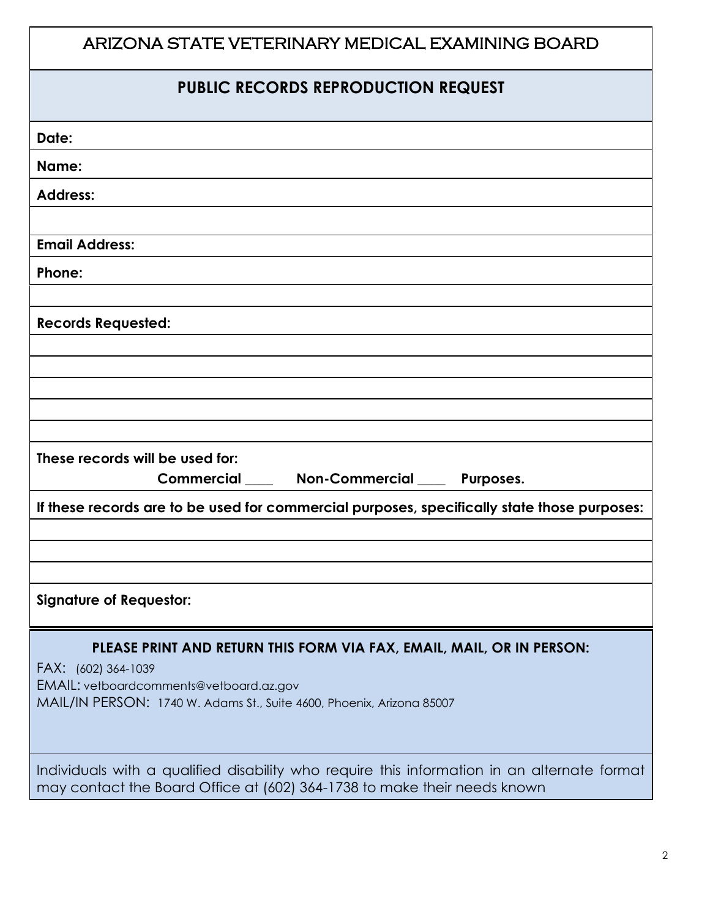# ARIZONA STATE VETERINARY MEDICAL EXAMINING BOARD

## PUBLIC RECORDS REPRODUCTION REQUEST

**Date:**

**Name:**

**Address:**

**Email Address:**

**Phone:**

**Records Requested:**

**These records will be used for:**

**Commercial \_\_\_\_ Non-Commercial \_\_\_\_ Purposes.**

**If these records are to be used for commercial purposes, specifically state those purposes:**

**Signature of Requestor:**

**PLEASE PRINT AND RETURN THIS FORM VIA FAX, EMAIL, MAIL, OR IN PERSON:**

FAX: (602) 364-1039

EMAIL: vetboardcomments@vetboard.az.gov

MAIL/IN PERSON: 1740 W. Adams St., Suite 4600, Phoenix, Arizona 85007

Individuals with a qualified disability who require this information in an alternate format may contact the Board Office at (602) 364-1738 to make their needs known